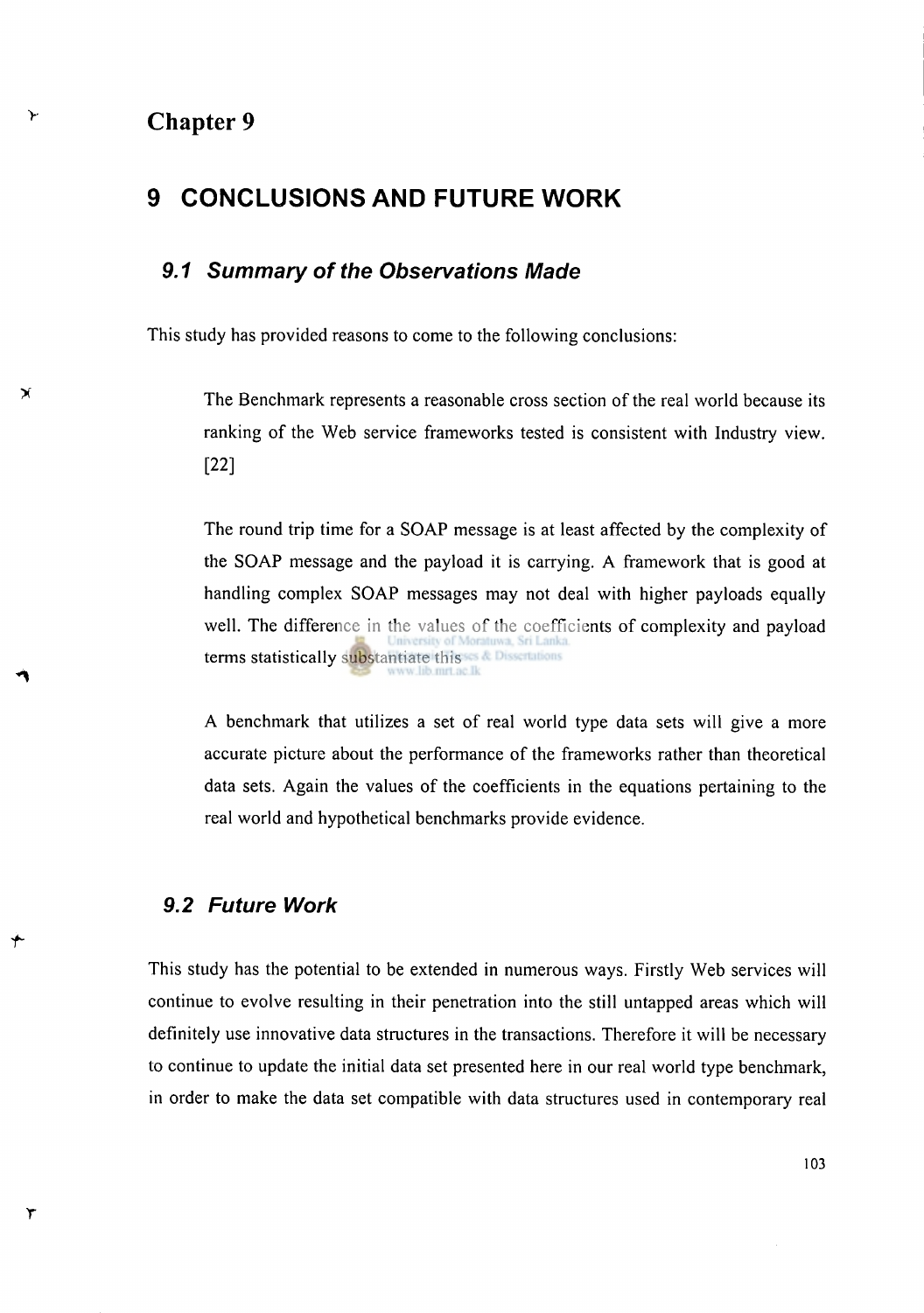# Chapter 9

# 9 CONCLUSIONS AND FUTURE WORK

## 9.1 Summary of the Observations Made

This study has provided reasons to come to the following conclusions:

The Benchmark represents a reasonable cross section of the real world because its ranking of the Web service frameworks tested is consistent with Industry view. [22]

The round trip time for a SOAP message is at least affected by the complexity of the SOAP message and the payload it is carrying. A framework that is good at handling complex SOAP messages may not deal with higher payloads equally well. The difference in the values of the coefficients of complexity and payload terms statistically substantiate this

A benchmark that utilizes a set of real world type data sets will give a more accurate picture about the performance of the frameworks rather than theoretical data sets. Again the values of the coefficients in the equations pertaining to the real world and hypothetical benchmarks provide evidence.

## 9.2 Future Work

This study has the potential to be extended in numerous ways. Firstly Web services will continue to evolve resulting in their penetration into the still untapped areas which will definitely use innovative data structures in the transactions. Therefore it will be necessary to continue to update the initial data set presented here in our real world type benchmark, in order to make the data set compatible with data structures used in contemporary real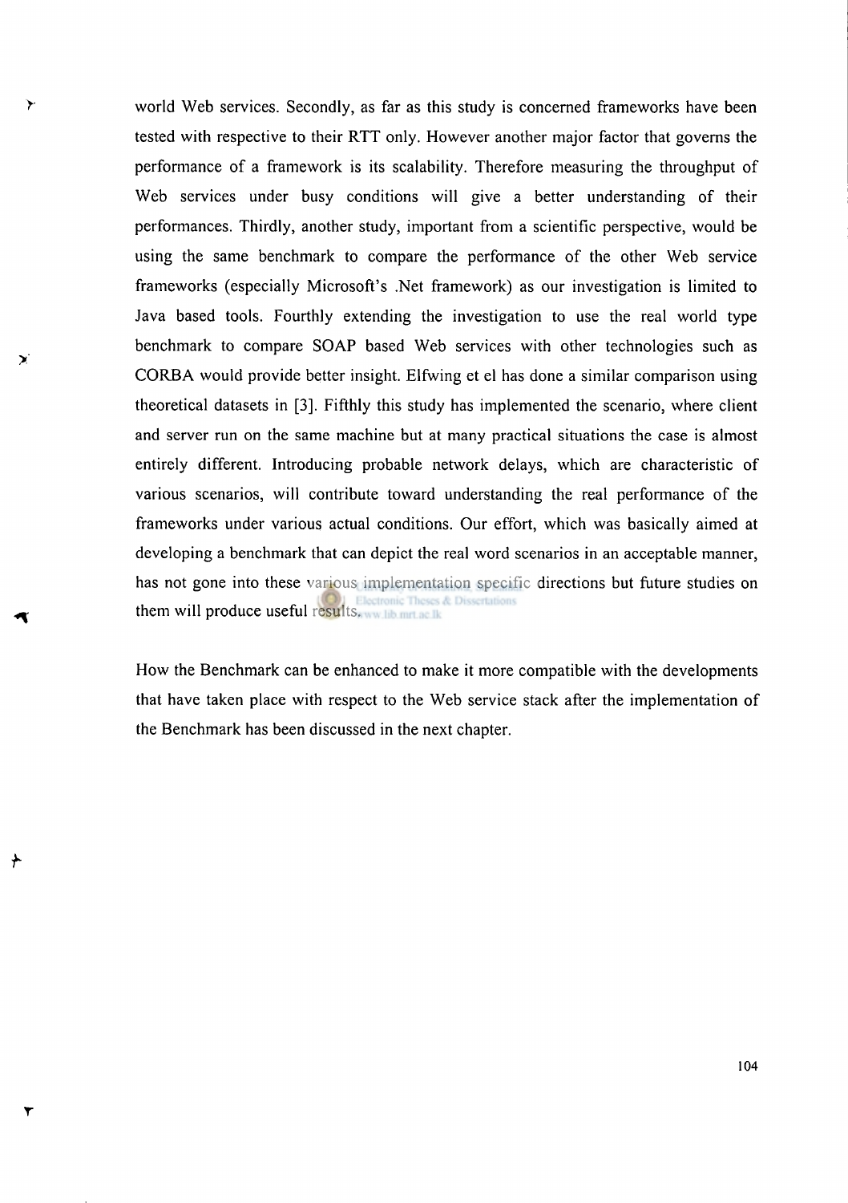world Web services. Secondly, as far as this study is concerned frameworks have been tested with respective to their RTT only. However another major factor that governs the performance of a framework is its scalability. Therefore measuring the throughput of Web services under busy conditions will give a better understanding of their performances. Thirdly, another study, important from a scientific perspective, would be using the same benchmark to compare the performance of the other Web service frameworks (especially Microsoft's .Net framework) as our investigation is limited to Java based tools. Fourthly extending the investigation to use the real world type benchmark to compare SOAP based Web services with other technologies such as CORBA would provide better insight. Elfwing et el has done a similar comparison using theoretical datasets in [3]. Fifthly this study has implemented the scenario, where client and server run on the same machine but at many practical situations the case is almost entirely different. Introducing probable network delays, which are characteristic of various scenarios, will contribute toward understanding the real performance of the frameworks under various actual conditions. Our effort, which was basically aimed at developing a benchmark that can depict the real word scenarios in an acceptable manner, has not gone into these various implementation specific directions but future studies on them will produce useful results.

How the Benchmark can be enhanced to make it more compatible with the developments that have taken place with respect to the Web service stack after the implementation of the Benchmark has been discussed in the next chapter.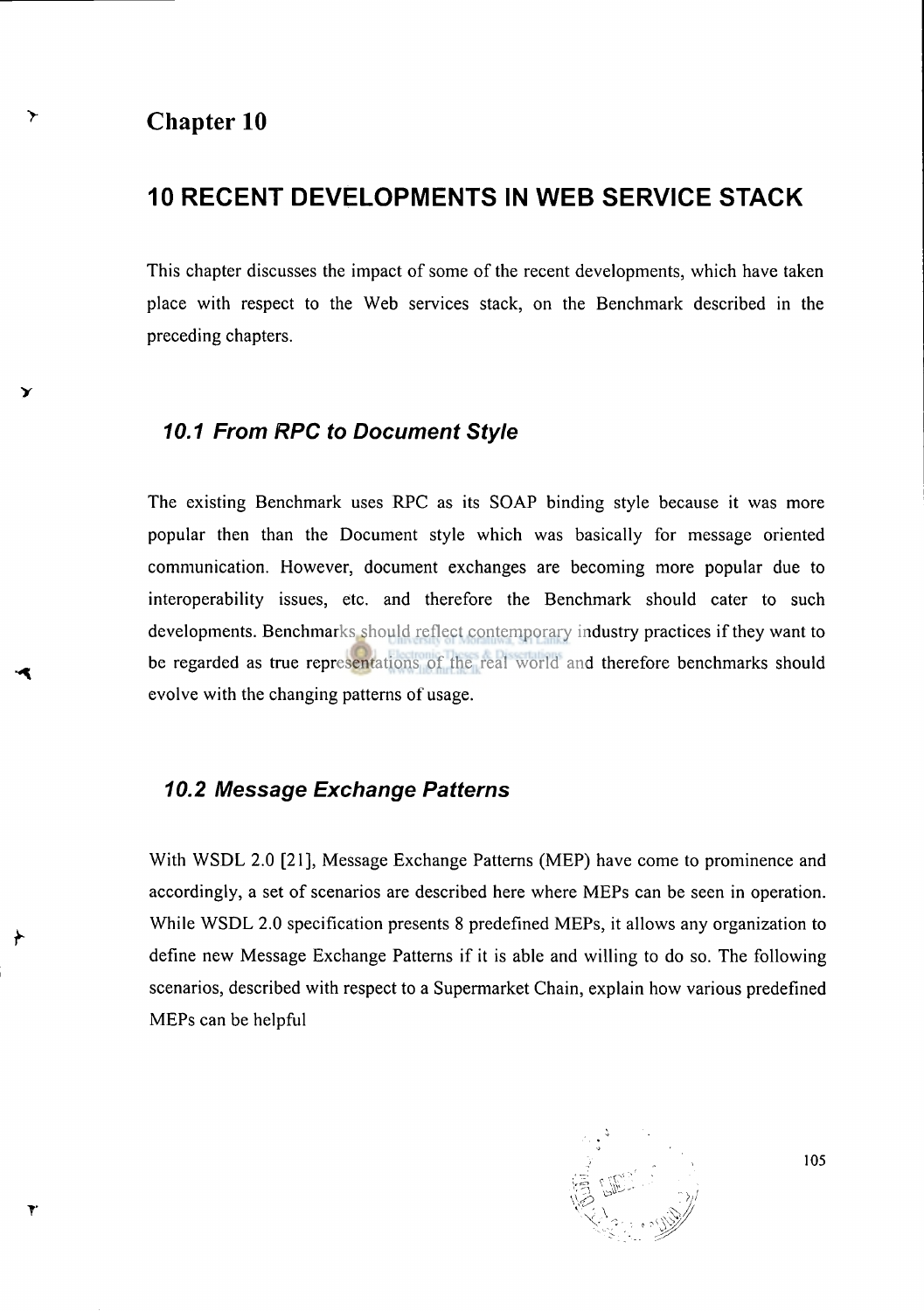# Chapter 10

# 10 RECENT DEVELOPMENTS IN WEB SERVICE STACK

This chapter discusses the impact of some of the recent developments, which have taken place with respect to the Web services stack, on the Benchmark described in the preceding chapters.

## *10.1 From RPC to Document Style*

The existing Benchmark uses RPC as its SOAP binding style because it was more popular then than the Document style which was basically for message oriented communication. However, document exchanges are becoming more popular due to interoperability issues, etc. and therefore the Benchmark should cater to such developments. Benchmarks should reflect contemporary industry practices if they want to be regarded as true representations of the real world and therefore benchmarks should evolve with the changing patterns of usage.

## *10.2 Message Exchange Patterns*

With WSDL 2.0 [21], Message Exchange Patterns (MEP) have come to prominence and accordingly, a set of scenarios are described here where MEPs can be seen in operation. While WSDL 2.0 specification presents 8 predefined MEPs, it allows any organization to define new Message Exchange Patterns if it is able and willing to do so. The following scenarios, described with respect to a Supermarket Chain, explain how various predefined MEPs can be helpful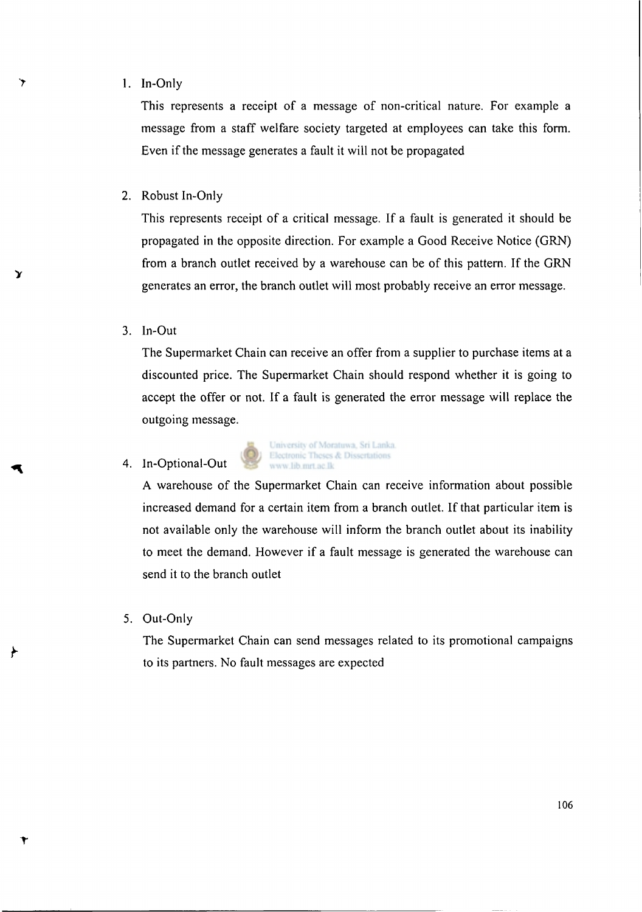1. In-Only

   This represents a receipt of a message of non-critical nature. For example a message from a staff welfare society targeted at employees can take this form. Even if the message generates a fault it will not be propagated

2. Robust In-Only

   This represents receipt of a critical message. If a fault is generated it should be propagated in the opposite direction. For example a Good Receive Notice (GRN) from a branch outlet received by a warehouse can be of this pattern. If the GRN generates an error, the branch outlet will most probably receive an error message.

3. In-Out

   The Supermarket Chain can receive an offer from a supplier to purchase items at a discounted price. The Supermarket Chain should respond whether it is going to accept the offer or not. If a fault is generated the error message will replace the outgoing message.

4. In-Optional-Out

   A warehouse of the Supermarket Chain can receive information about possible increased demand for a certain item from a branch outlet. If that particular item is not available only the warehouse will inform the branch outlet about its inability to meet the demand. However if a fault message is generated the warehouse can send it to the branch outlet

5. Out-Only

   The Supermarket Chain can send messages related to its promotional campaigns to its partners. No fault messages are expected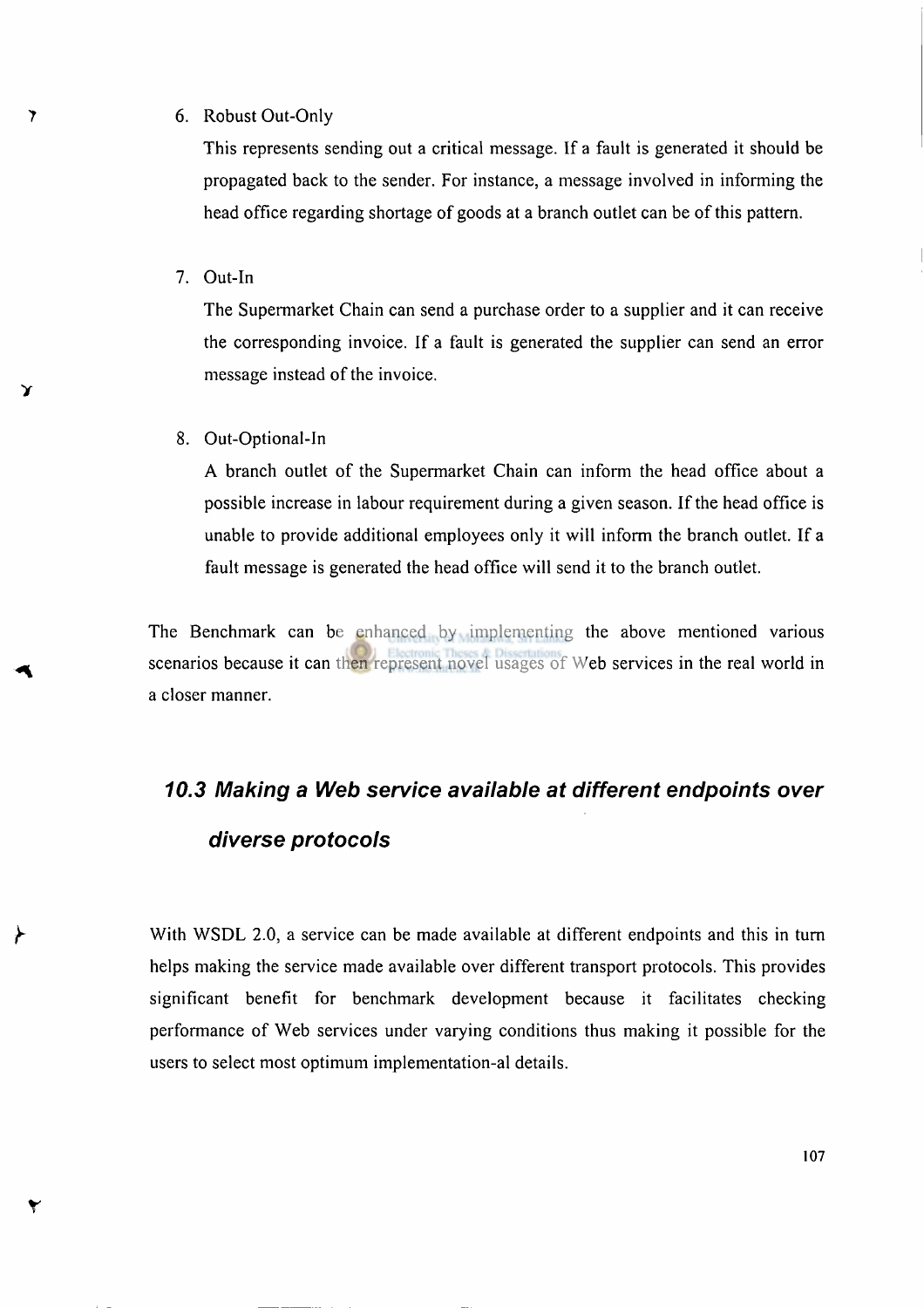6. Robust Out-Only

   This represents sending out a critical message. If a fault is generated it should be propagated back to the sender. For instance, a message involved in informing the head office regarding shortage of goods at a branch outlet can be of this pattern.

7. Out-In

   The Supermarket Chain can send a purchase order to a supplier and it can receive the corresponding invoice. If a fault is generated the supplier can send an error message instead of the invoice.

8. Out-Optional-In

   A branch outlet of the Supermarket Chain can inform the head office about a possible increase in labour requirement during a given season. If the head office is unable to provide additional employees only it will inform the branch outlet. If a fault message is generated the head office will send it to the branch outlet.

The Benchmark can be enhanced by implementing the above mentioned various scenarios because it can then represent novel usages of Web services in the real world in a closer manner.

## 10.3 Making a Web service available at different endpoints over diverse protocols

With WSDL 2.0, a service can be made available at different endpoints and this in turn helps making the service made available over different transport protocols. This provides significant benefit for benchmark development because it facilitates checking performance of Web services under varying conditions thus making it possible for the users to select most optimum implementation-al details.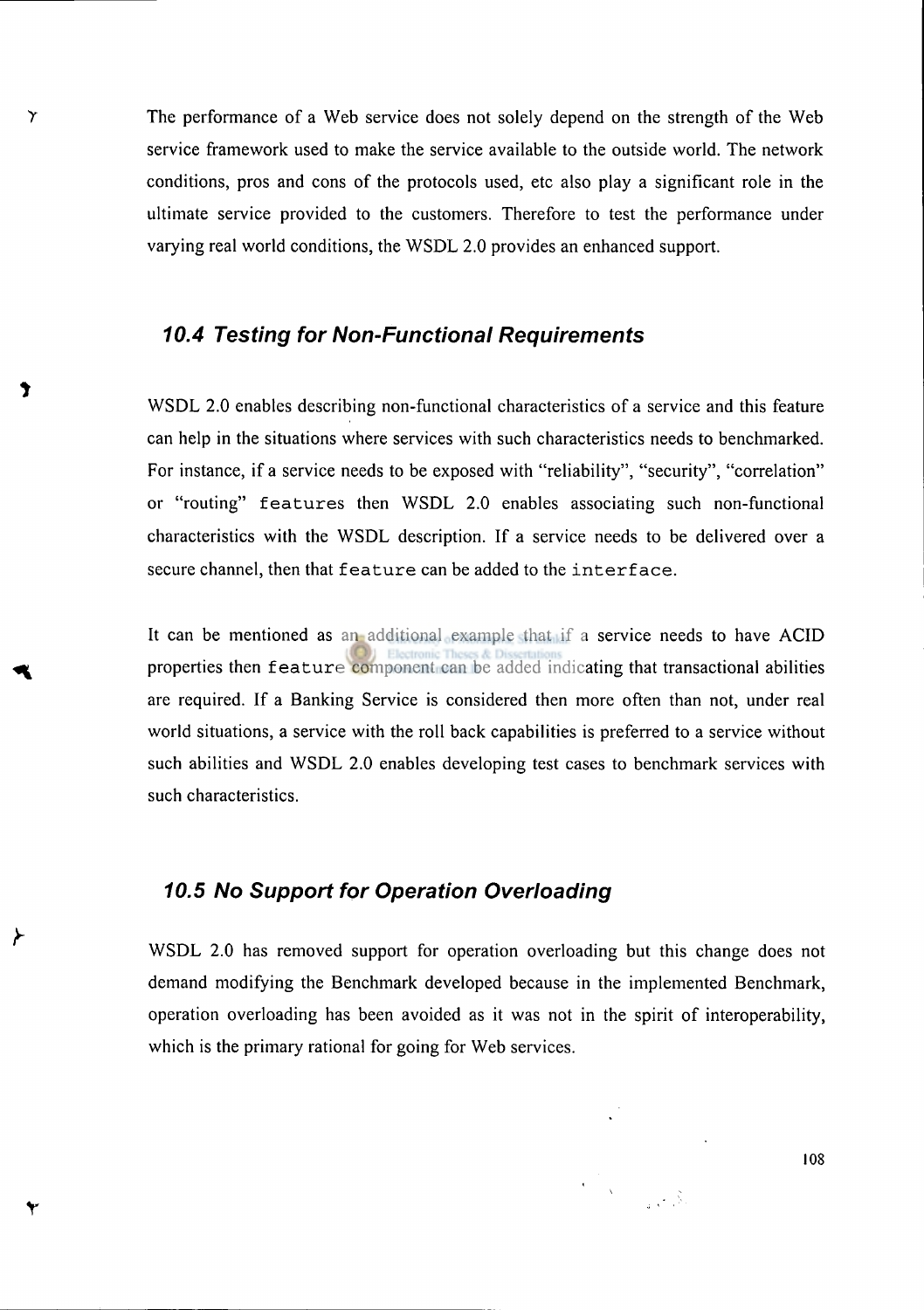The performance of a Web service does not solely depend on the strength of the Web service framework used to make the service available to the outside world. The network conditions, pros and cons of the protocols used, etc also play a significant role in the ultimate service provided to the customers. Therefore to test the performance under varying real world conditions, the WSDL 2.0 provides an enhanced support.

### 10.4 Testing for Non-Functional Requirements

WSDL 2.0 enables describing non-functional characteristics of a service and this feature can help in the situations where services with such characteristics needs to benchmarked. For instance, if a service needs to be exposed with "reliability", "security", "correlation" or "routing" `features` then WSDL 2.0 enables associating such non-functional characteristics with the WSDL description. If a service needs to be delivered over a secure channel, then that `feature` can be added to the `interface`.

It can be mentioned as an additional example that if a service needs to have ACID properties then `feature` component can be added indicating that transactional abilities are required. If a Banking Service is considered then more often than not, under real world situations, a service with the roll back capabilities is preferred to a service without such abilities and WSDL 2.0 enables developing test cases to benchmark services with such characteristics.

### 10.5 No Support for Operation Overloading

WSDL 2.0 has removed support for operation overloading but this change does not demand modifying the Benchmark developed because in the implemented Benchmark, operation overloading has been avoided as it was not in the spirit of interoperability, which is the primary rational for going for Web services.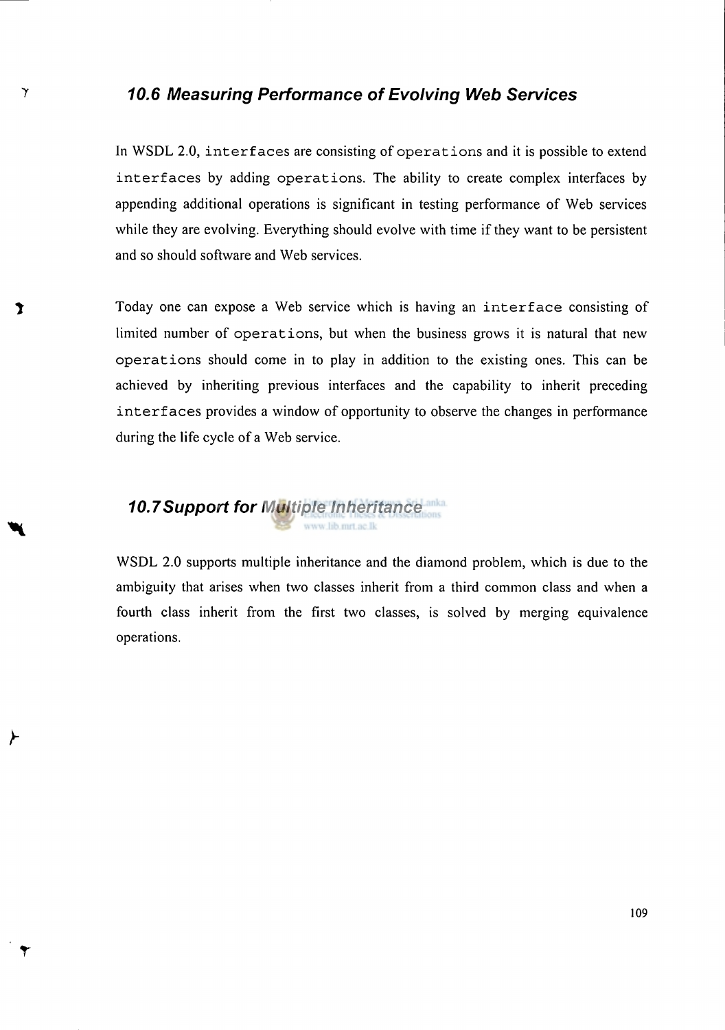## 10.6 Measuring Performance of Evolving Web Services

In WSDL 2.0, `interfaces` are consisting of `operations` and it is possible to extend `interfaces` by adding `operations`. The ability to create complex interfaces by appending additional operations is significant in testing performance of Web services while they are evolving. Everything should evolve with time if they want to be persistent and so should software and Web services.

Today one can expose a Web service which is having an `interface` consisting of limited number of `operations`, but when the business grows it is natural that new `operations` should come in to play in addition to the existing ones. This can be achieved by inheriting previous interfaces and the capability to inherit preceding `interfaces` provides a window of opportunity to observe the changes in performance during the life cycle of a Web service.

## 10.7 Support for Multiple Inheritance

WSDL 2.0 supports multiple inheritance and the diamond problem, which is due to the ambiguity that arises when two classes inherit from a third common class and when a fourth class inherit from the first two classes, is solved by merging equivalence operations.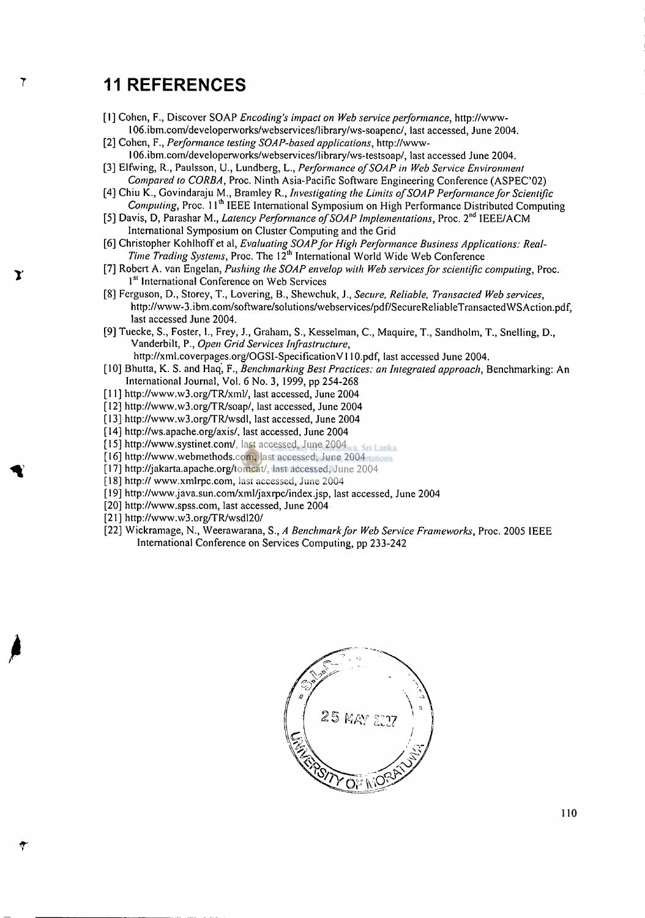# 11 REFERENCES

[1] Cohen, F., Discover SOAP *Encoding's impact on Web service performance*, http://www-106.ibm.com/developerworks/webservices/library/ws-soapenc/, last accessed, June 2004.

[2] Cohen, F., *Performance testing SOAP-based applications*, http://www-106.ibm.com/developerworks/webservices/library/ws-testsoap/, last accessed June 2004.

[3] Elfwing, R., Paulsson, U., Lundberg, L., *Performance of SOAP in Web Service Environment Compared to CORBA*, Proc. Ninth Asia-Pacific Software Engineering Conference (ASPEC'02)

[4] Chiu K., Govindaraju M., Bramley R., *Investigating the Limits of SOAP Performance for Scientific Computing*, Proc. 11th IEEE International Symposium on High Performance Distributed Computing

[5] Davis, D, Parashar M., *Latency Performance of SOAP Implementations*, Proc. 2nd IEEE/ACM International Symposium on Cluster Computing and the Grid

[6] Christopher Kohlhoff et al, *Evaluating SOAP for High Performance Business Applications: Real-Time Trading Systems*, Proc. The 12th International World Wide Web Conference

[7] Robert A. van Engelan, *Pushing the SOAP envelop with Web services for scientific computing*, Proc. 1st International Conference on Web Services

[8] Ferguson, D., Storey, T., Lovering, B., Shewchuk, J., *Secure, Reliable, Transacted Web services*, http://www-3.ibm.com/software/solutions/webservices/pdf/SecureReliableTransactedWSAction.pdf, last accessed June 2004.

[9] Tuecke, S., Foster, I., Frey, J., Graham, S., Kesselman, C., Maquire, T., Sandholm, T., Snelling, D., Vanderbilt, P., *Open Grid Services Infrastructure*, http://xml.coverpages.org/OGSI-SpecificationV110.pdf, last accessed June 2004.

[10] Bhutta, K. S. and Haq, F., *Benchmarking Best Practices: an Integrated approach*, Benchmarking: An International Journal, Vol. 6 No. 3, 1999, pp 254-268

[11] http://www.w3.org/TR/xml/, last accessed, June 2004

[12] http://www.w3.org/TR/soap/, last accessed, June 2004

[13] http://www.w3.org/TR/wsdl, last accessed, June 2004

[14] http://ws.apache.org/axis/, last accessed, June 2004

[15] http://www.systinet.com/, last accessed, June 2004

[16] http://www.webmethods.com, last accessed, June 2004

[17] http://jakarta.apache.org/tomcat/, last accessed, June 2004

[18] http:// www.xmlrpc.com, last accessed, June 2004

[19] http://www.java.sun.com/xml/jaxrpc/index.jsp, last accessed, June 2004

[20] http://www.spss.com, last accessed, June 2004

[21] http://www.w3.org/TR/wsdl20/

[22] Wickramage, N., Weerawarana, S., *A Benchmark for Web Service Frameworks*, Proc. 2005 IEEE International Conference on Services Computing, pp 233-242